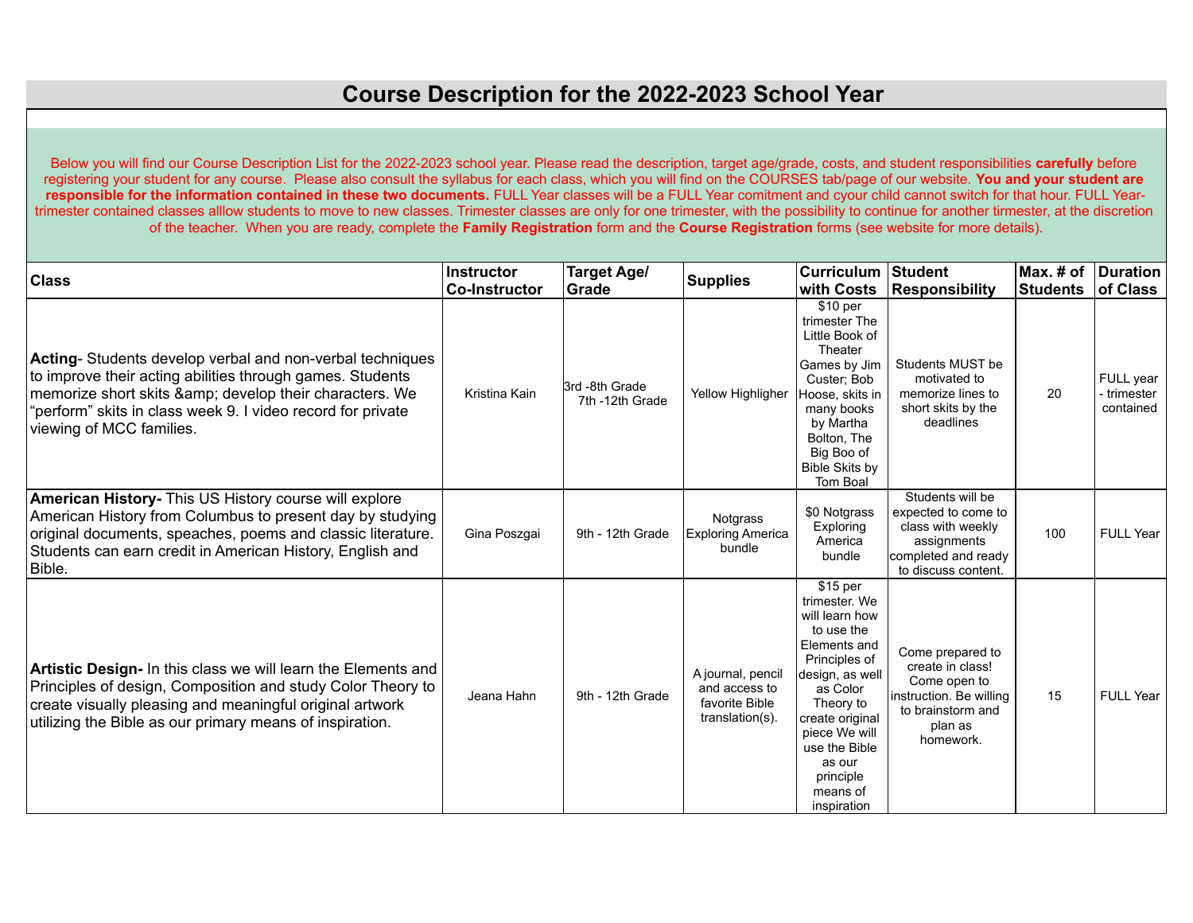# Course Description for the 2022-2023 School Year

Below you will find our Course Description List for the 2022-2023 school year. Please read the description, target age/grade, costs, and student responsibilities **carefully** before registering your student for any course. Please also consult the syllabus for each class, which you will find on the COURSES tab/page of our website. **You and your student are responsible for the information contained in these two documents.** FULL Year classes will be a FULL Year comitment and cyour child cannot switch for that hour. FULL Year-trimester contained classes alllow students to move to new classes. Trimester classes are only for one trimester, with the possibility to continue for another tirmester, at the discretion of the teacher. When you are ready, complete the **Family Registration** form and the **Course Registration** forms (see website for more details).

| Class | Instructor Co-Instructor | Target Age/ Grade | Supplies | Curriculum with Costs | Student Responsibility | Max. # of Students | Duration of Class |
|---|---|---|---|---|---|---|---|
| **Acting**- Students develop verbal and non-verbal techniques to improve their acting abilities through games. Students memorize short skits &amp; develop their characters. We "perform" skits in class week 9. I video record for private viewing of MCC families. | Kristina Kain | 3rd -8th Grade 7th -12th Grade | Yellow Highligher | $10 per trimester The Little Book of Theater Games by Jim Custer; Bob Hoose, skits in many books by Martha Bolton, The Big Boo of Bible Skits by Tom Boal | Students MUST be motivated to memorize lines to short skits by the deadlines | 20 | FULL year - trimester contained |
| **American History-** This US History course will explore American History from Columbus to present day by studying original documents, speaches, poems and classic literature. Students can earn credit in American History, English and Bible. | Gina Poszgai | 9th - 12th Grade | Notgrass Exploring America bundle | $0 Notgrass Exploring America bundle | Students will be expected to come to class with weekly assignments completed and ready to discuss content. | 100 | FULL Year |
| **Artistic Design-** In this class we will learn the Elements and Principles of design, Composition and study Color Theory to create visually pleasing and meaningful original artwork utilizing the Bible as our primary means of inspiration. | Jeana Hahn | 9th - 12th Grade | A journal, pencil and access to favorite Bible translation(s). | $15 per trimester. We will learn how to use the Elements and Principles of design, as well as Color Theory to create original piece We will use the Bible as our principle means of inspiration | Come prepared to create in class! Come open to instruction. Be willing to brainstorm and plan as homework. | 15 | FULL Year |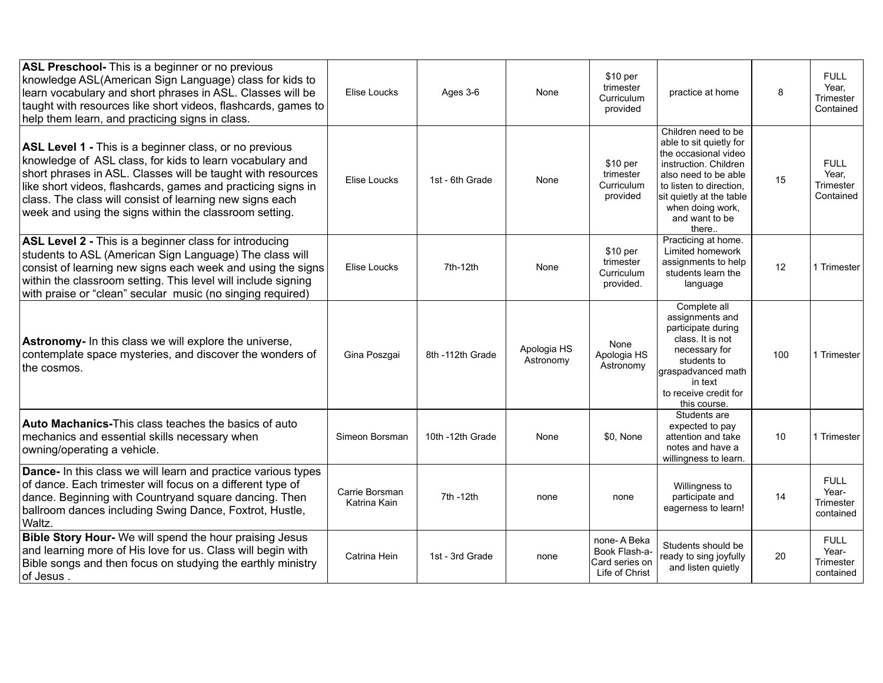| | | | | | | | |
|---|---|---|---|---|---|---|---|
| **ASL Preschool-** This is a beginner or no previous knowledge ASL(American Sign Language) class for kids to learn vocabulary and short phrases in ASL. Classes will be taught with resources like short videos, flashcards, games to help them learn, and practicing signs in class. | Elise Loucks | Ages 3-6 | None | $10 per trimester Curriculum provided | practice at home | 8 | FULL Year, Trimester Contained |
| **ASL Level 1 -** This is a beginner class, or no previous knowledge of ASL class, for kids to learn vocabulary and short phrases in ASL. Classes will be taught with resources like short videos, flashcards, games and practicing signs in class. The class will consist of learning new signs each week and using the signs within the classroom setting. | Elise Loucks | 1st - 6th Grade | None | $10 per trimester Curriculum provided | Children need to be able to sit quietly for the occasional video instruction. Children also need to be able to listen to direction, sit quietly at the table when doing work, and want to be there.. | 15 | FULL Year, Trimester Contained |
| **ASL Level 2 -** This is a beginner class for introducing students to ASL (American Sign Language) The class will consist of learning new signs each week and using the signs within the classroom setting. This level will include signing with praise or "clean" secular music (no singing required) | Elise Loucks | 7th-12th | None | $10 per trimester Curriculum provided. | Practicing at home. Limited homework assignments to help students learn the language | 12 | 1 Trimester |
| **Astronomy-** In this class we will explore the universe, contemplate space mysteries, and discover the wonders of the cosmos. | Gina Poszgai | 8th -112th Grade | Apologia HS Astronomy | None Apologia HS Astronomy | Complete all assignments and participate during class. It is not necessary for students to graspadvanced math in text to receive credit for this course. | 100 | 1 Trimester |
| **Auto Machanics-**This class teaches the basics of auto mechanics and essential skills necessary when owning/operating a vehicle. | Simeon Borsman | 10th -12th Grade | None | $0, None | Students are expected to pay attention and take notes and have a willingness to learn. | 10 | 1 Trimester |
| **Dance-** In this class we will learn and practice various types of dance. Each trimester will focus on a different type of dance. Beginning with Countryand square dancing. Then ballroom dances including Swing Dance, Foxtrot, Hustle, Waltz. | Carrie Borsman Katrina Kain | 7th -12th | none | none | Willingness to participate and eagerness to learn! | 14 | FULL Year- Trimester contained |
| **Bible Story Hour-** We will spend the hour praising Jesus and learning more of His love for us. Class will begin with Bible songs and then focus on studying the earthly ministry of Jesus . | Catrina Hein | 1st - 3rd Grade | none | none- A Beka Book Flash-a-Card series on Life of Christ | Students should be ready to sing joyfully and listen quietly | 20 | FULL Year- Trimester contained |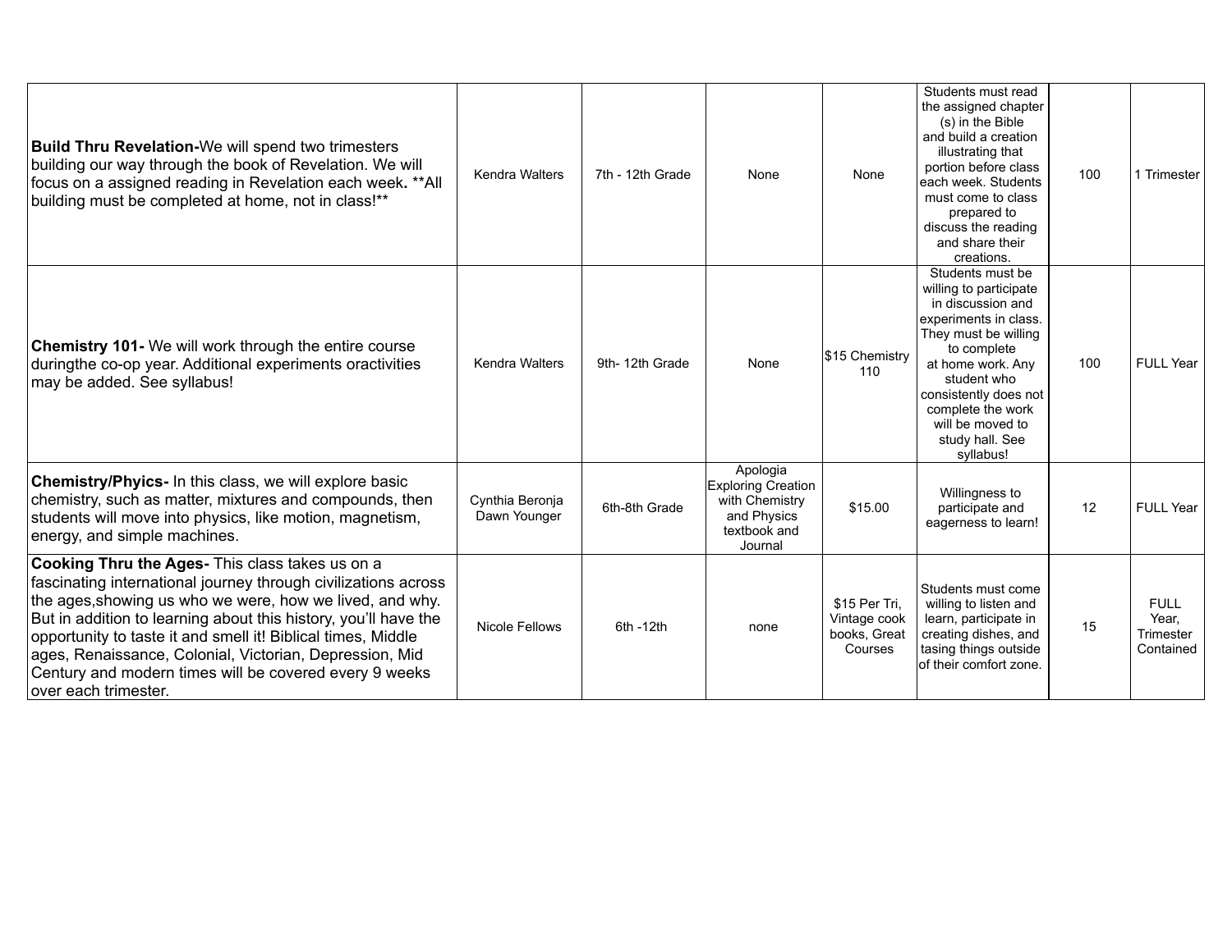| | | | | | | | |
|---|---|---|---|---|---|---|---|
| **Build Thru Revelation-**We will spend two trimesters building our way through the book of Revelation. We will focus on a assigned reading in Revelation each week**.** **All building must be completed at home, not in class!** | Kendra Walters | 7th - 12th Grade | None | None | Students must read the assigned chapter (s) in the Bible and build a creation illustrating that portion before class each week. Students must come to class prepared to discuss the reading and share their creations. | 100 | 1 Trimester |
| **Chemistry 101-** We will work through the entire course duringthe co-op year. Additional experiments oractivities may be added. See syllabus! | Kendra Walters | 9th- 12th Grade | None | $15 Chemistry 110 | Students must be willing to participate in discussion and experiments in class. They must be willing to complete at home work. Any student who consistently does not complete the work will be moved to study hall. See syllabus! | 100 | FULL Year |
| **Chemistry/Phyics-** In this class, we will explore basic chemistry, such as matter, mixtures and compounds, then students will move into physics, like motion, magnetism, energy, and simple machines. | Cynthia Beronja Dawn Younger | 6th-8th Grade | Apologia Exploring Creation with Chemistry and Physics textbook and Journal | $15.00 | Willingness to participate and eagerness to learn! | 12 | FULL Year |
| **Cooking Thru the Ages-** This class takes us on a fascinating international journey through civilizations across the ages,showing us who we were, how we lived, and why. But in addition to learning about this history, you'll have the opportunity to taste it and smell it! Biblical times, Middle ages, Renaissance, Colonial, Victorian, Depression, Mid Century and modern times will be covered every 9 weeks over each trimester. | Nicole Fellows | 6th -12th | none | $15 Per Tri, Vintage cook books, Great Courses | Students must come willing to listen and learn, participate in creating dishes, and tasing things outside of their comfort zone. | 15 | FULL Year, Trimester Contained |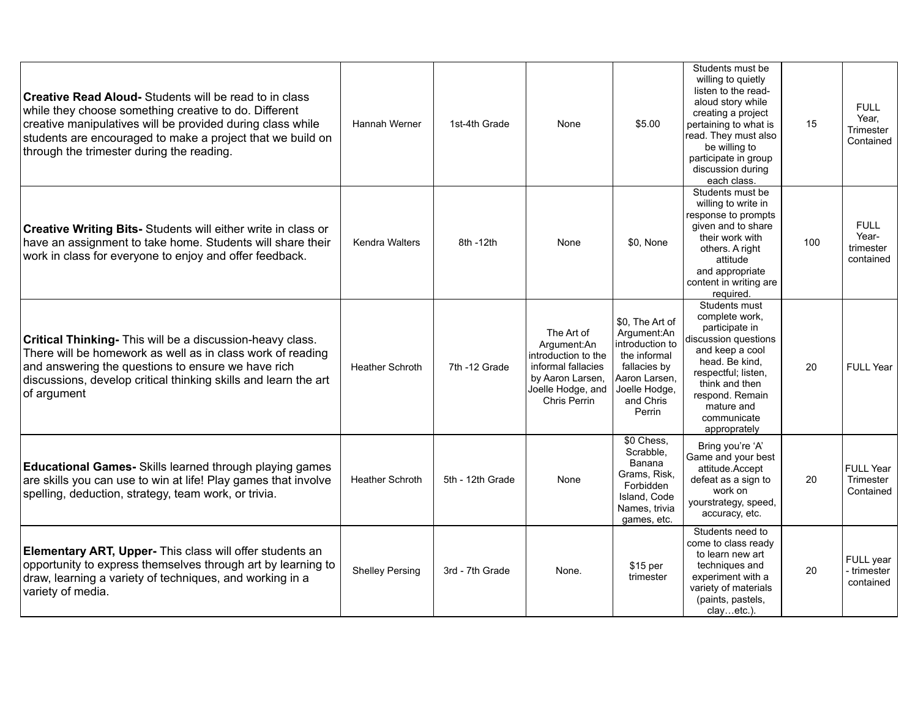| | | | | | | | |
|---|---|---|---|---|---|---|---|
| **Creative Read Aloud-** Students will be read to in class while they choose something creative to do. Different creative manipulatives will be provided during class while students are encouraged to make a project that we build on through the trimester during the reading. | Hannah Werner | 1st-4th Grade | None | $5.00 | Students must be willing to quietly listen to the read-aloud story while creating a project pertaining to what is read. They must also be willing to participate in group discussion during each class. | 15 | FULL Year, Trimester Contained |
| **Creative Writing Bits-** Students will either write in class or have an assignment to take home. Students will share their work in class for everyone to enjoy and offer feedback. | Kendra Walters | 8th -12th | None | $0, None | Students must be willing to write in response to prompts given and to share their work with others. A right attitude and appropriate content in writing are required. | 100 | FULL Year- trimester contained |
| **Critical Thinking-** This will be a discussion-heavy class. There will be homework as well as in class work of reading and answering the questions to ensure we have rich discussions, develop critical thinking skills and learn the art of argument | Heather Schroth | 7th -12 Grade | The Art of Argument:An introduction to the informal fallacies by Aaron Larsen, Joelle Hodge, and Chris Perrin | $0, The Art of Argument:An introduction to the informal fallacies by Aaron Larsen, Joelle Hodge, and Chris Perrin | Students must complete work, participate in discussion questions and keep a cool head. Be kind, respectful; listen, think and then respond. Remain mature and communicate approprately | 20 | FULL Year |
| **Educational Games-** Skills learned through playing games are skills you can use to win at life! Play games that involve spelling, deduction, strategy, team work, or trivia. | Heather Schroth | 5th - 12th Grade | None | $0 Chess, Scrabble, Banana Grams, Risk, Forbidden Island, Code Names, trivia games, etc. | Bring you're 'A' Game and your best attitude.Accept defeat as a sign to work on yourstrategy, speed, accuracy, etc. | 20 | FULL Year Trimester Contained |
| **Elementary ART, Upper-** This class will offer students an opportunity to express themselves through art by learning to draw, learning a variety of techniques, and working in a variety of media. | Shelley Persing | 3rd - 7th Grade | None. | $15 per trimester | Students need to come to class ready to learn new art techniques and experiment with a variety of materials (paints, pastels, clay…etc.). | 20 | FULL year - trimester contained |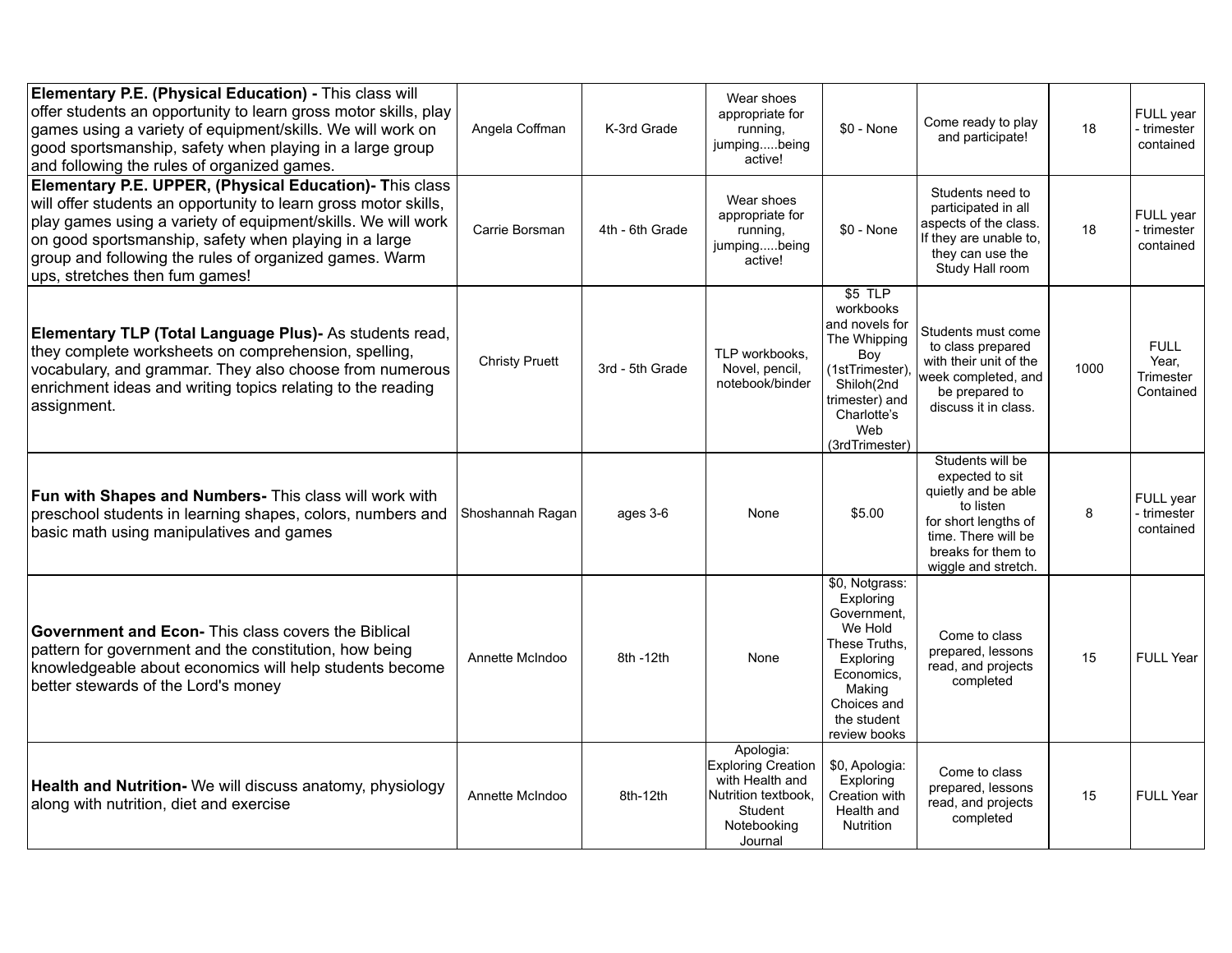| | | | | | | | |
|---|---|---|---|---|---|---|---|
| **Elementary P.E. (Physical Education) -** This class will offer students an opportunity to learn gross motor skills, play games using a variety of equipment/skills. We will work on good sportsmanship, safety when playing in a large group and following the rules of organized games. | Angela Coffman | K-3rd Grade | Wear shoes appropriate for running, jumping.....being active! | $0 - None | Come ready to play and participate! | 18 | FULL year - trimester contained |
| **Elementary P.E. UPPER, (Physical Education)- T**his class will offer students an opportunity to learn gross motor skills, play games using a variety of equipment/skills. We will work on good sportsmanship, safety when playing in a large group and following the rules of organized games. Warm ups, stretches then fum games! | Carrie Borsman | 4th - 6th Grade | Wear shoes appropriate for running, jumping.....being active! | $0 - None | Students need to participated in all aspects of the class. If they are unable to, they can use the Study Hall room | 18 | FULL year - trimester contained |
| **Elementary TLP (Total Language Plus)-** As students read, they complete worksheets on comprehension, spelling, vocabulary, and grammar. They also choose from numerous enrichment ideas and writing topics relating to the reading assignment. | Christy Pruett | 3rd - 5th Grade | TLP workbooks, Novel, pencil, notebook/binder | $5 TLP workbooks and novels for The Whipping Boy (1stTrimester), Shiloh(2nd trimester) and Charlotte's Web (3rdTrimester) | Students must come to class prepared with their unit of the week completed, and be prepared to discuss it in class. | 1000 | FULL Year, Trimester Contained |
| **Fun with Shapes and Numbers-** This class will work with preschool students in learning shapes, colors, numbers and basic math using manipulatives and games | Shoshannah Ragan | ages 3-6 | None | $5.00 | Students will be expected to sit quietly and be able to listen for short lengths of time. There will be breaks for them to wiggle and stretch. | 8 | FULL year - trimester contained |
| **Government and Econ-** This class covers the Biblical pattern for government and the constitution, how being knowledgeable about economics will help students become better stewards of the Lord's money | Annette McIndoo | 8th -12th | None | $0, Notgrass: Exploring Government, We Hold These Truths, Exploring Economics, Making Choices and the student review books | Come to class prepared, lessons read, and projects completed | 15 | FULL Year |
| **Health and Nutrition-** We will discuss anatomy, physiology along with nutrition, diet and exercise | Annette McIndoo | 8th-12th | Apologia: Exploring Creation with Health and Nutrition textbook, Student Notebooking Journal | $0, Apologia: Exploring Creation with Health and Nutrition | Come to class prepared, lessons read, and projects completed | 15 | FULL Year |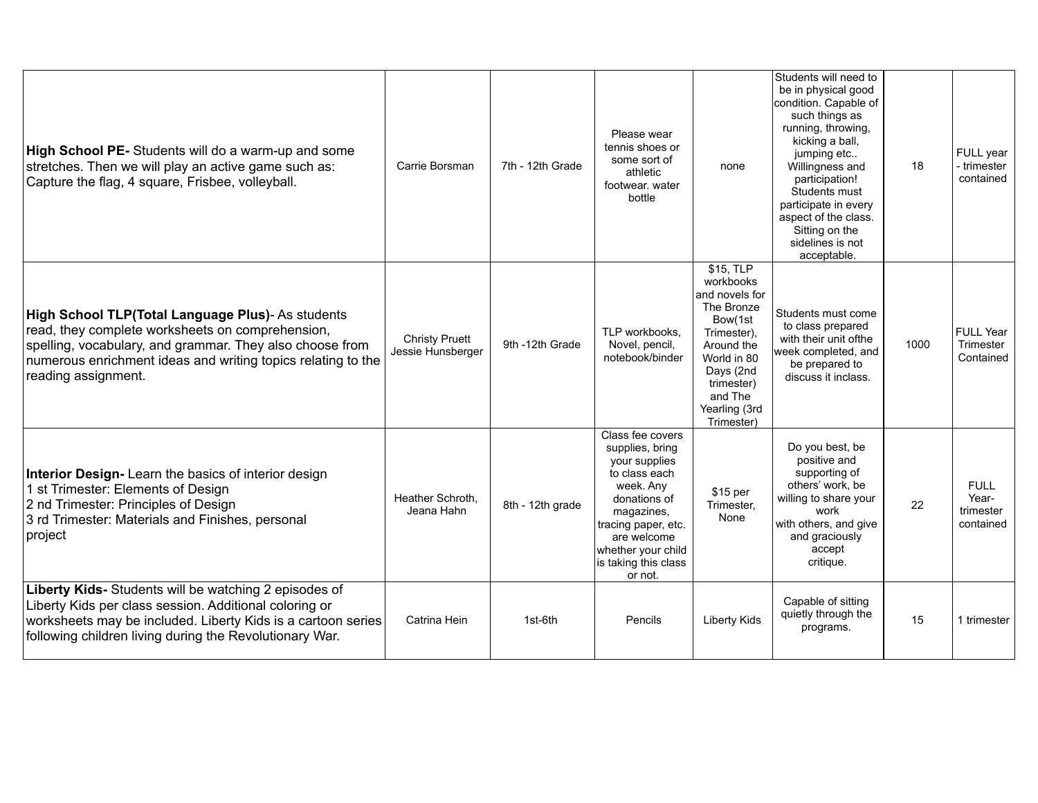| | | | | | | | |
|---|---|---|---|---|---|---|---|
| **High School PE-** Students will do a warm-up and some stretches. Then we will play an active game such as: Capture the flag, 4 square, Frisbee, volleyball. | Carrie Borsman | 7th - 12th Grade | Please wear tennis shoes or some sort of athletic footwear. water bottle | none | Students will need to be in physical good condition. Capable of such things as running, throwing, kicking a ball, jumping etc.. Willingness and participation! Students must participate in every aspect of the class. Sitting on the sidelines is not acceptable. | 18 | FULL year - trimester contained |
| **High School TLP(Total Language Plus)**- As students read, they complete worksheets on comprehension, spelling, vocabulary, and grammar. They also choose from numerous enrichment ideas and writing topics relating to the reading assignment. | Christy Pruett Jessie Hunsberger | 9th -12th Grade | TLP workbooks, Novel, pencil, notebook/binder | $15, TLP workbooks and novels for The Bronze Bow(1st Trimester), Around the World in 80 Days (2nd trimester) and The Yearling (3rd Trimester) | Students must come to class prepared with their unit ofthe week completed, and be prepared to discuss it inclass. | 1000 | FULL Year Trimester Contained |
| **Interior Design-** Learn the basics of interior design<br>1 st Trimester: Elements of Design<br>2 nd Trimester: Principles of Design<br>3 rd Trimester: Materials and Finishes, personal project | Heather Schroth, Jeana Hahn | 8th - 12th grade | Class fee covers supplies, bring your supplies to class each week. Any donations of magazines, tracing paper, etc. are welcome whether your child is taking this class or not. | $15 per Trimester, None | Do you best, be positive and supporting of others' work, be willing to share your work with others, and give and graciously accept critique. | 22 | FULL Year-trimester contained |
| **Liberty Kids-** Students will be watching 2 episodes of Liberty Kids per class session. Additional coloring or worksheets may be included. Liberty Kids is a cartoon series following children living during the Revolutionary War. | Catrina Hein | 1st-6th | Pencils | Liberty Kids | Capable of sitting quietly through the programs. | 15 | 1 trimester |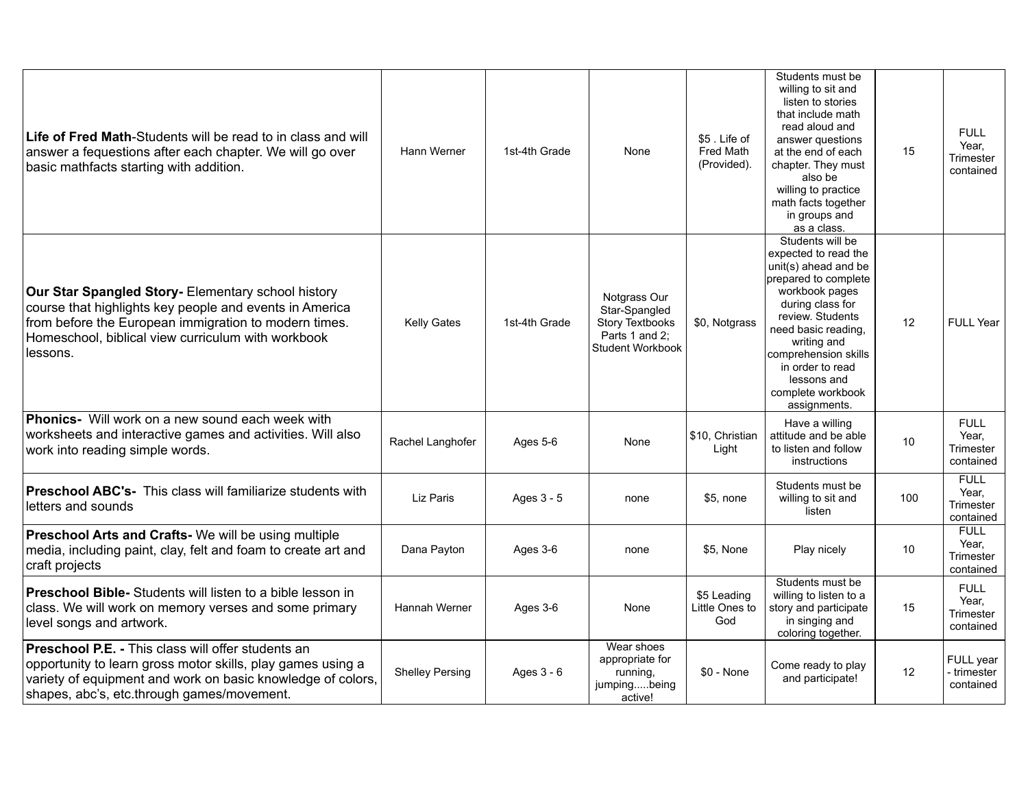| | | | | | | | |
|---|---|---|---|---|---|---|---|
| **Life of Fred Math**-Students will be read to in class and will answer a fequestions after each chapter. We will go over basic mathfacts starting with addition. | Hann Werner | 1st-4th Grade | None | $5 . Life of Fred Math (Provided). | Students must be willing to sit and listen to stories that include math read aloud and answer questions at the end of each chapter. They must also be willing to practice math facts together in groups and as a class. | 15 | FULL Year, Trimester contained |
| **Our Star Spangled Story-** Elementary school history course that highlights key people and events in America from before the European immigration to modern times. Homeschool, biblical view curriculum with workbook lessons. | Kelly Gates | 1st-4th Grade | Notgrass Our Star-Spangled Story Textbooks Parts 1 and 2; Student Workbook | $0, Notgrass | Students will be expected to read the unit(s) ahead and be prepared to complete workbook pages during class for review. Students need basic reading, writing and comprehension skills in order to read lessons and complete workbook assignments. | 12 | FULL Year |
| **Phonics-** Will work on a new sound each week with worksheets and interactive games and activities. Will also work into reading simple words. | Rachel Langhofer | Ages 5-6 | None | $10, Christian Light | Have a willing attitude and be able to listen and follow instructions | 10 | FULL Year, Trimester contained |
| **Preschool ABC's-** This class will familiarize students with letters and sounds | Liz Paris | Ages 3 - 5 | none | $5, none | Students must be willing to sit and listen | 100 | FULL Year, Trimester contained |
| **Preschool Arts and Crafts-** We will be using multiple media, including paint, clay, felt and foam to create art and craft projects | Dana Payton | Ages 3-6 | none | $5, None | Play nicely | 10 | FULL Year, Trimester contained |
| **Preschool Bible-** Students will listen to a bible lesson in class. We will work on memory verses and some primary level songs and artwork. | Hannah Werner | Ages 3-6 | None | $5 Leading Little Ones to God | Students must be willing to listen to a story and participate in singing and coloring together. | 15 | FULL Year, Trimester contained |
| **Preschool P.E. -** This class will offer students an opportunity to learn gross motor skills, play games using a variety of equipment and work on basic knowledge of colors, shapes, abc's, etc.through games/movement. | Shelley Persing | Ages 3 - 6 | Wear shoes appropriate for running, jumping.....being active! | $0 - None | Come ready to play and participate! | 12 | FULL year - trimester contained |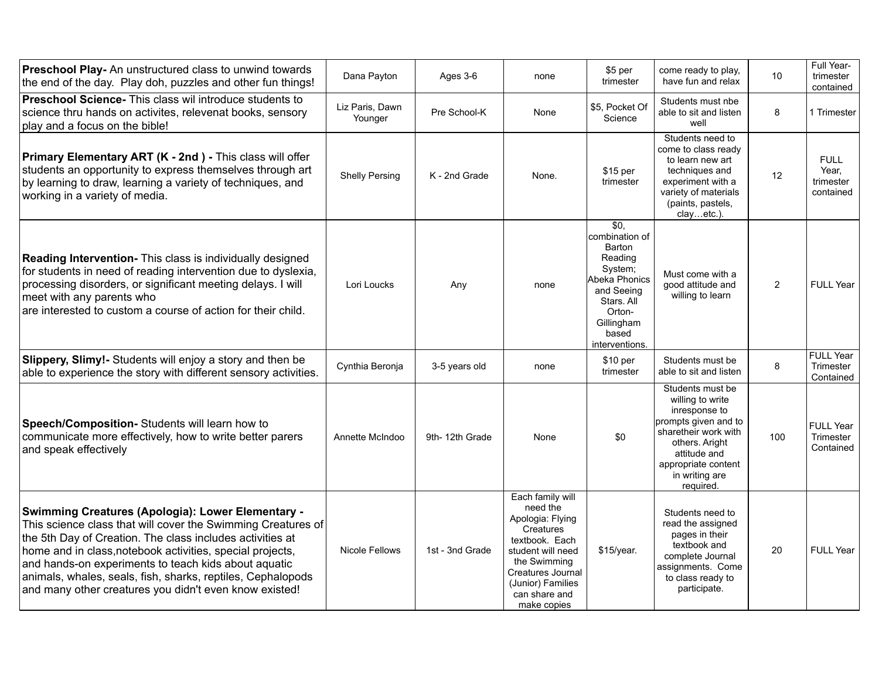| | | | | | | | |
|---|---|---|---|---|---|---|---|
| **Preschool Play-** An unstructured class to unwind towards the end of the day. Play doh, puzzles and other fun things! | Dana Payton | Ages 3-6 | none | $5 per trimester | come ready to play, have fun and relax | 10 | Full Year- trimester contained |
| **Preschool Science-** This class wil introduce students to science thru hands on activites, relevenat books, sensory play and a focus on the bible! | Liz Paris, Dawn Younger | Pre School-K | None | $5, Pocket Of Science | Students must nbe able to sit and listen well | 8 | 1 Trimester |
| **Primary Elementary ART (K - 2nd ) -** This class will offer students an opportunity to express themselves through art by learning to draw, learning a variety of techniques, and working in a variety of media. | Shelly Persing | K - 2nd Grade | None. | $15 per trimester | Students need to come to class ready to learn new art techniques and experiment with a variety of materials (paints, pastels, clay…etc.). | 12 | FULL Year, trimester contained |
| **Reading Intervention-** This class is individually designed for students in need of reading intervention due to dyslexia, processing disorders, or significant meeting delays. I will meet with any parents who are interested to custom a course of action for their child. | Lori Loucks | Any | none | $0, combination of Barton Reading System; Abeka Phonics and Seeing Stars. All Orton-Gillingham based interventions. | Must come with a good attitude and willing to learn | 2 | FULL Year |
| **Slippery, Slimy!-** Students will enjoy a story and then be able to experience the story with different sensory activities. | Cynthia Beronja | 3-5 years old | none | $10 per trimester | Students must be able to sit and listen | 8 | FULL Year Trimester Contained |
| **Speech/Composition-** Students will learn how to communicate more effectively, how to write better parers and speak effectively | Annette McIndoo | 9th- 12th Grade | None | $0 | Students must be willing to write inresponse to prompts given and to sharetheir work with others. Aright attitude and appropriate content in writing are required. | 100 | FULL Year Trimester Contained |
| **Swimming Creatures (Apologia): Lower Elementary -** This science class that will cover the Swimming Creatures of the 5th Day of Creation. The class includes activities at home and in class,notebook activities, special projects, and hands-on experiments to teach kids about aquatic animals, whales, seals, fish, sharks, reptiles, Cephalopods and many other creatures you didn't even know existed! | Nicole Fellows | 1st - 3nd Grade | Each family will need the Apologia: Flying Creatures textbook. Each student will need the Swimming Creatures Journal (Junior) Families can share and make copies | $15/year. | Students need to read the assigned pages in their textbook and complete Journal assignments. Come to class ready to participate. | 20 | FULL Year |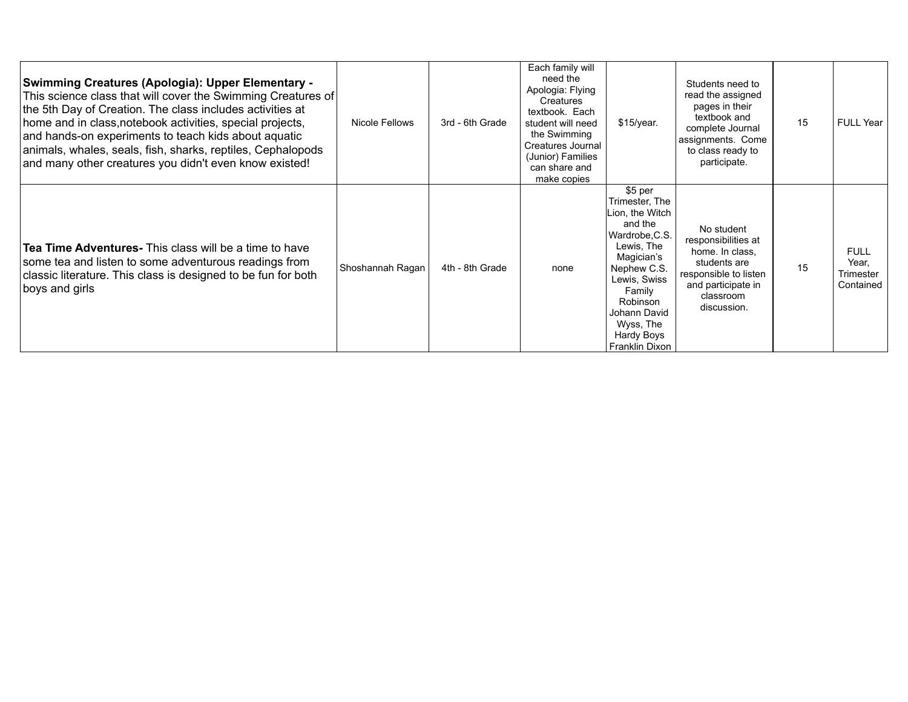| | | | | | | | |
|---|---|---|---|---|---|---|---|
| **Swimming Creatures (Apologia): Upper Elementary -** This science class that will cover the Swimming Creatures of the 5th Day of Creation. The class includes activities at home and in class,notebook activities, special projects, and hands-on experiments to teach kids about aquatic animals, whales, seals, fish, sharks, reptiles, Cephalopods and many other creatures you didn't even know existed! | Nicole Fellows | 3rd - 6th Grade | Each family will need the Apologia: Flying Creatures textbook. Each student will need the Swimming Creatures Journal (Junior) Families can share and make copies | $15/year. | Students need to read the assigned pages in their textbook and complete Journal assignments. Come to class ready to participate. | 15 | FULL Year |
| **Tea Time Adventures-** This class will be a time to have some tea and listen to some adventurous readings from classic literature. This class is designed to be fun for both boys and girls | Shoshannah Ragan | 4th - 8th Grade | none | $5 per Trimester, The Lion, the Witch and the Wardrobe,C.S. Lewis, The Magician's Nephew C.S. Lewis, Swiss Family Robinson Johann David Wyss, The Hardy Boys Franklin Dixon | No student responsibilities at home. In class, students are responsible to listen and participate in classroom discussion. | 15 | FULL Year, Trimester Contained |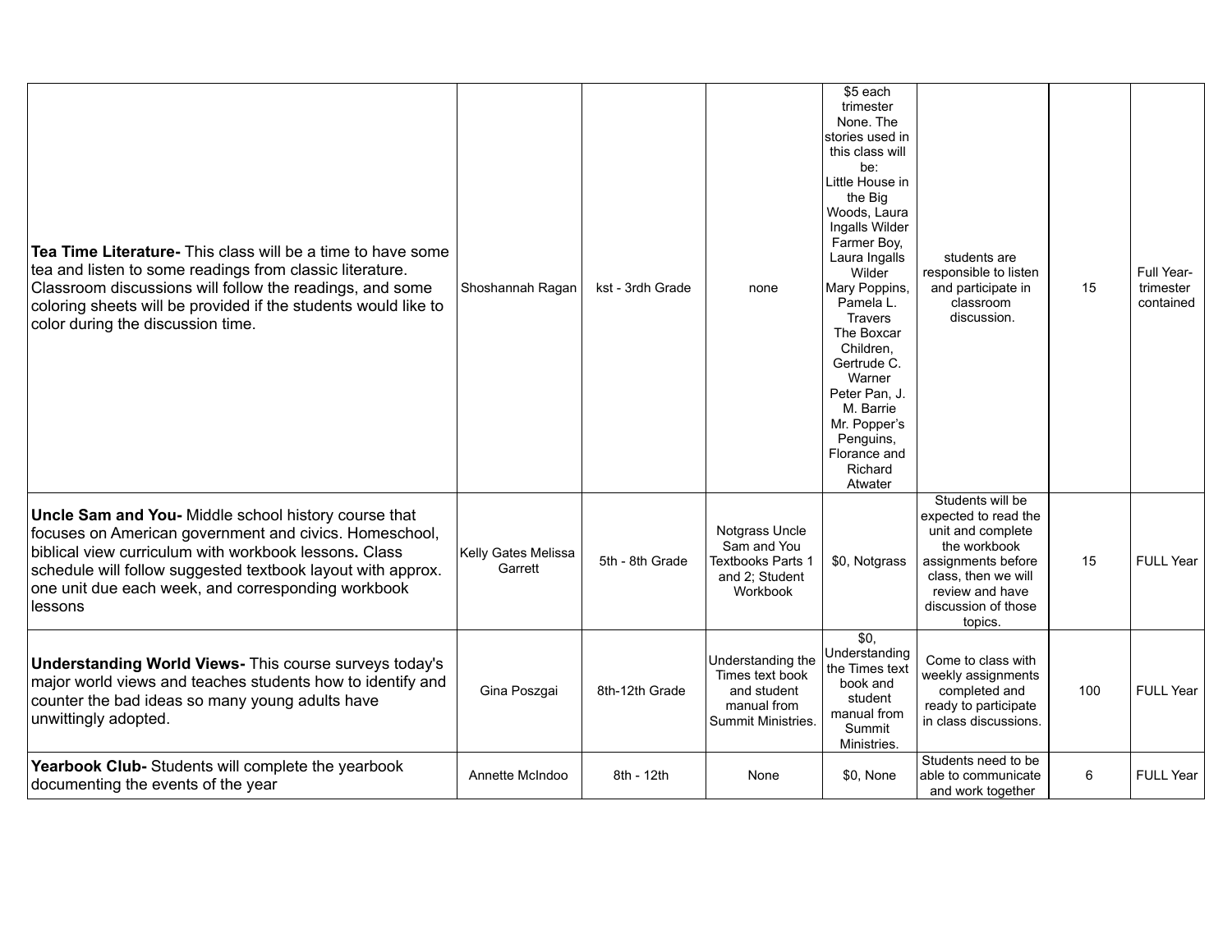| | | | | | | | |
|---|---|---|---|---|---|---|---|
| **Tea Time Literature-** This class will be a time to have some tea and listen to some readings from classic literature. Classroom discussions will follow the readings, and some coloring sheets will be provided if the students would like to color during the discussion time. | Shoshannah Ragan | kst - 3rdh Grade | none | $5 each trimester None. The stories used in this class will be: Little House in the Big Woods, Laura Ingalls Wilder Farmer Boy, Laura Ingalls Wilder Mary Poppins, Pamela L. Travers The Boxcar Children, Gertrude C. Warner Peter Pan, J. M. Barrie Mr. Popper's Penguins, Florance and Richard Atwater | students are responsible to listen and participate in classroom discussion. | 15 | Full Year- trimester contained |
| **Uncle Sam and You-** Middle school history course that focuses on American government and civics. Homeschool, biblical view curriculum with workbook lessons**.** Class schedule will follow suggested textbook layout with approx. one unit due each week, and corresponding workbook lessons | Kelly Gates Melissa Garrett | 5th - 8th Grade | Notgrass Uncle Sam and You Textbooks Parts 1 and 2; Student Workbook | $0, Notgrass | Students will be expected to read the unit and complete the workbook assignments before class, then we will review and have discussion of those topics. | 15 | FULL Year |
| **Understanding World Views-** This course surveys today's major world views and teaches students how to identify and counter the bad ideas so many young adults have unwittingly adopted. | Gina Poszgai | 8th-12th Grade | Understanding the Times text book and student manual from Summit Ministries. | $0, Understanding the Times text book and student manual from Summit Ministries. | Come to class with weekly assignments completed and ready to participate in class discussions. | 100 | FULL Year |
| **Yearbook Club-** Students will complete the yearbook documenting the events of the year | Annette McIndoo | 8th - 12th | None | $0, None | Students need to be able to communicate and work together | 6 | FULL Year |